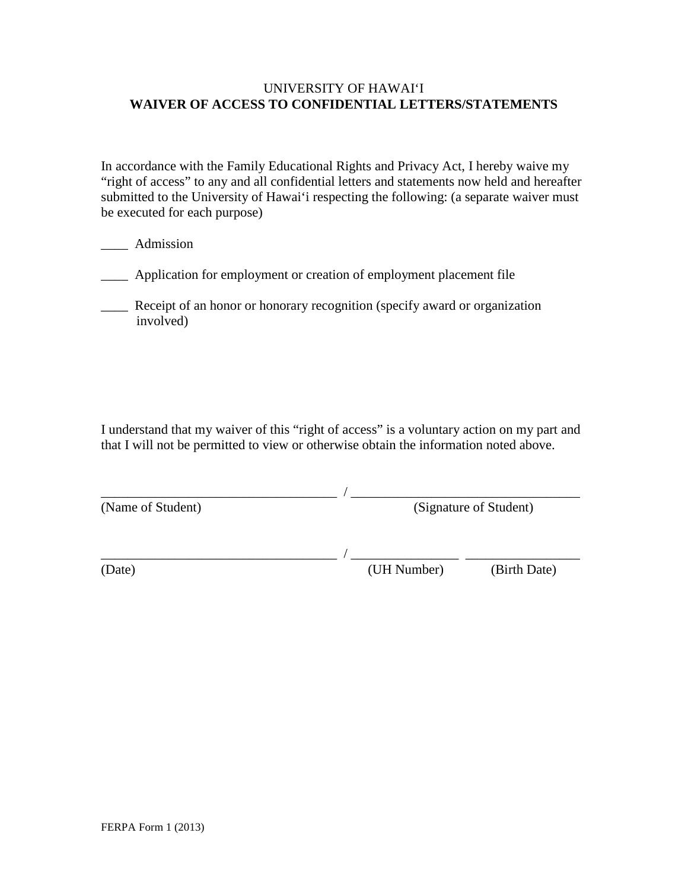UNIVERSITY OF HAWAI‘I

**WAIVER OF ACCESS TO CONFIDENTIAL LETTERS/STATEMENTS**

In accordance with the Family Educational Rights and Privacy Act, I hereby waive my “right of access” to any and all confidential letters and statements now held and hereafter submitted to the University of Hawai‘i respecting the following: (a separate waiver must be executed for each purpose)

____ Admission

____ Application for employment or creation of employment placement file

____ Receipt of an honor or honorary recognition (specify award or organization involved)

I understand that my waiver of this “right of access” is a voluntary action on my part and that I will not be permitted to view or otherwise obtain the information noted above.

___________________________________ / __________________________________
(Name of Student) (Signature of Student)

___________________________________ / ________________ _________________
(Date) (UH Number) (Birth Date)

FERPA Form 1 (2013)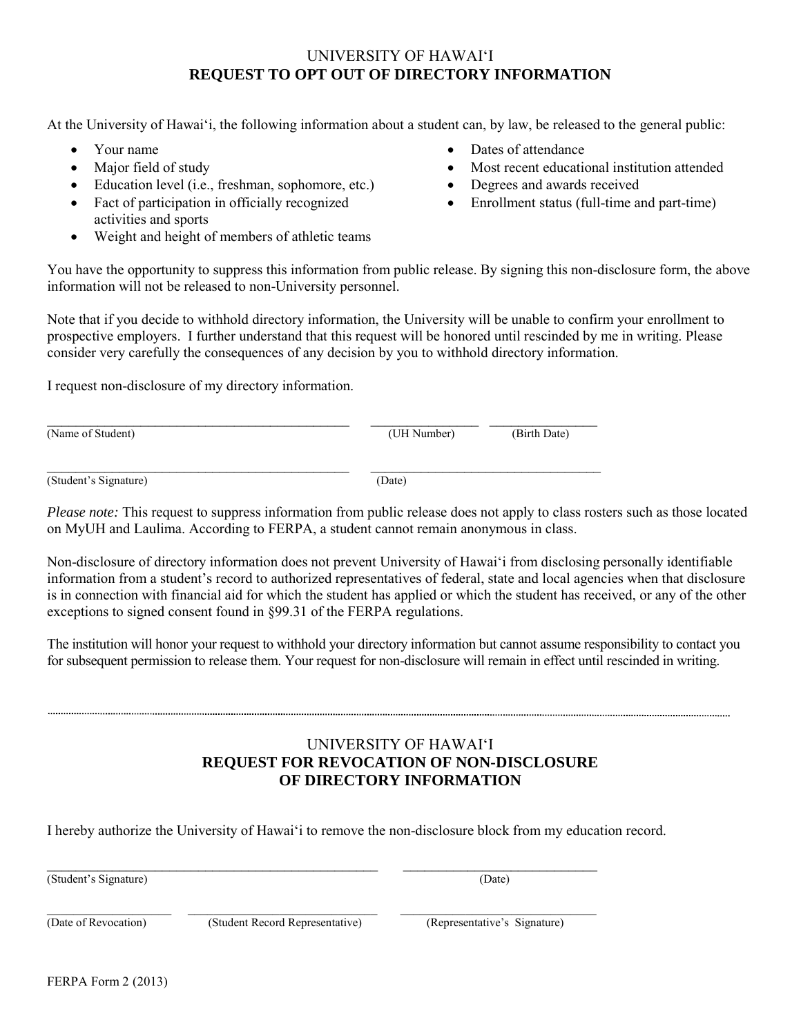UNIVERSITY OF HAWAIʻI
**REQUEST TO OPT OUT OF DIRECTORY INFORMATION**

At the University of Hawaiʻi, the following information about a student can, by law, be released to the general public:

- Your name
- Major field of study
- Education level (i.e., freshman, sophomore, etc.)
- Fact of participation in officially recognized activities and sports
- Weight and height of members of athletic teams
- Dates of attendance
- Most recent educational institution attended
- Degrees and awards received
- Enrollment status (full-time and part-time)

You have the opportunity to suppress this information from public release. By signing this non-disclosure form, the above information will not be released to non-University personnel.

Note that if you decide to withhold directory information, the University will be unable to confirm your enrollment to prospective employers. I further understand that this request will be honored until rescinded by me in writing. Please consider very carefully the consequences of any decision by you to withhold directory information.

I request non-disclosure of my directory information.

\_\_\_\_\_\_\_\_\_\_\_\_\_\_\_\_\_\_\_\_\_\_\_\_\_\_\_\_\_\_\_\_\_\_\_\_\_\_\_\_ \_\_\_\_\_\_\_\_\_\_\_\_\_\_\_ \_\_\_\_\_\_\_\_\_\_\_\_\_\_\_
(Name of Student) (UH Number) (Birth Date)

\_\_\_\_\_\_\_\_\_\_\_\_\_\_\_\_\_\_\_\_\_\_\_\_\_\_\_\_\_\_\_\_\_\_\_\_\_\_\_\_ \_\_\_\_\_\_\_\_\_\_\_\_\_\_\_\_\_\_\_\_\_\_\_\_\_\_\_\_\_\_
(Student's Signature) (Date)

*Please note:* This request to suppress information from public release does not apply to class rosters such as those located on MyUH and Laulima. According to FERPA, a student cannot remain anonymous in class.

Non-disclosure of directory information does not prevent University of Hawaiʻi from disclosing personally identifiable information from a student's record to authorized representatives of federal, state and local agencies when that disclosure is in connection with financial aid for which the student has applied or which the student has received, or any of the other exceptions to signed consent found in §99.31 of the FERPA regulations.

The institution will honor your request to withhold your directory information but cannot assume responsibility to contact you for subsequent permission to release them. Your request for non-disclosure will remain in effect until rescinded in writing.

---

UNIVERSITY OF HAWAIʻI
**REQUEST FOR REVOCATION OF NON-DISCLOSURE OF DIRECTORY INFORMATION**

I hereby authorize the University of Hawaiʻi to remove the non-disclosure block from my education record.

\_\_\_\_\_\_\_\_\_\_\_\_\_\_\_\_\_\_\_\_\_\_\_\_\_\_\_\_\_\_\_\_\_\_\_\_\_\_\_\_ \_\_\_\_\_\_\_\_\_\_\_\_\_\_\_\_\_\_\_\_\_\_\_\_\_
(Student's Signature) (Date)

\_\_\_\_\_\_\_\_\_\_\_\_\_\_\_ \_\_\_\_\_\_\_\_\_\_\_\_\_\_\_\_\_\_\_\_\_\_\_\_ \_\_\_\_\_\_\_\_\_\_\_\_\_\_\_\_\_\_\_\_\_\_\_\_\_
(Date of Revocation) (Student Record Representative) (Representative's Signature)

FERPA Form 2 (2013)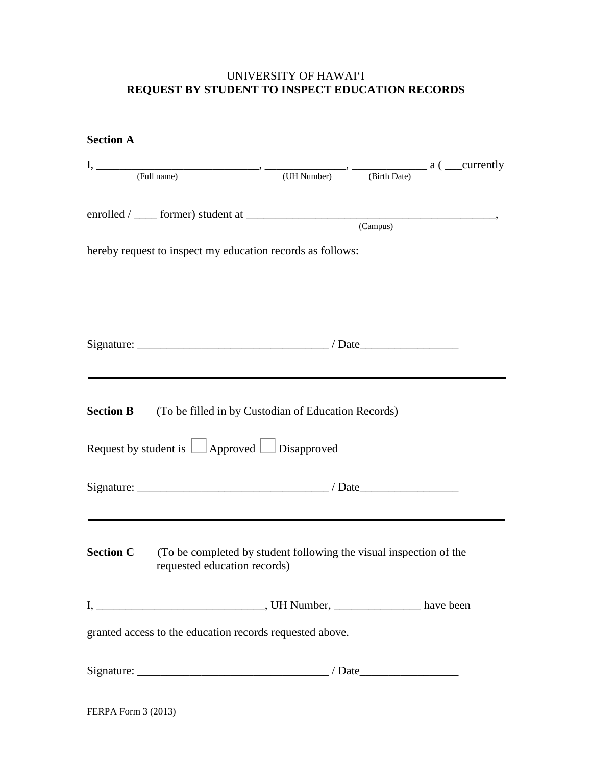UNIVERSITY OF HAWAIʻI

**REQUEST BY STUDENT TO INSPECT EDUCATION RECORDS**

**Section A**

I, ____________________________, ______________, _____________ a ( ___currently
(Full name) (UH Number) (Birth Date)

enrolled / ____ former) student at ___________________________________________,
(Campus)

hereby request to inspect my education records as follows:

Signature: _________________________________ / Date_________________

---

**Section B** (To be filled in by Custodian of Education Records)

Request by student is ☐ Approved ☐ Disapproved

Signature: _________________________________ / Date_________________

---

**Section C** (To be completed by student following the visual inspection of the requested education records)

I, ____________________________, UH Number, _______________ have been

granted access to the education records requested above.

Signature: _________________________________ / Date_________________

FERPA Form 3 (2013)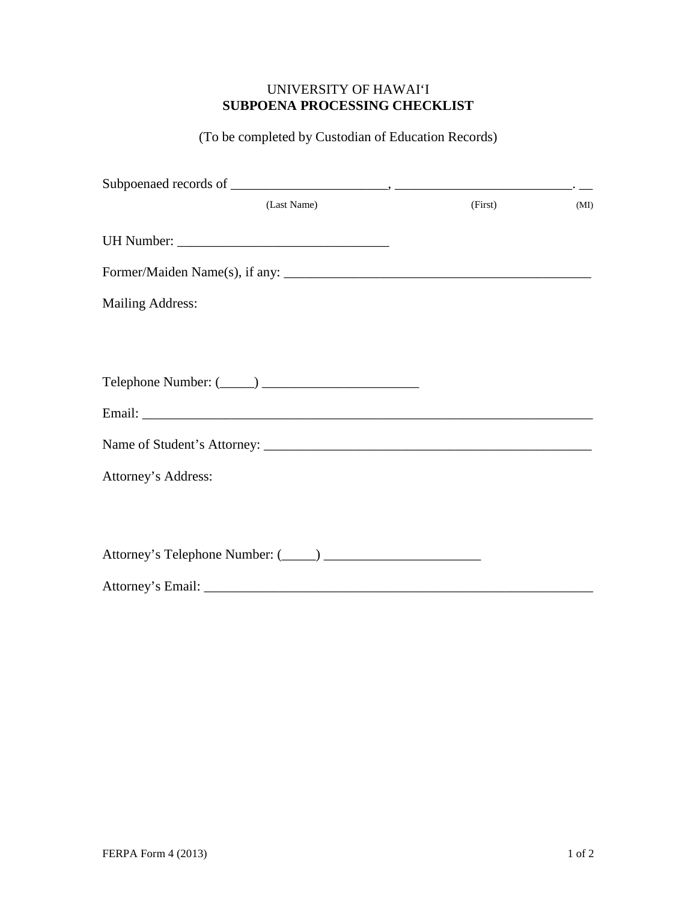UNIVERSITY OF HAWAIʻI
**SUBPOENA PROCESSING CHECKLIST**

(To be completed by Custodian of Education Records)

Subpoenaed records of _______________________, __________________________. __
(Last Name) (First) (MI)

UH Number: _______________________________

Former/Maiden Name(s), if any: ______________________________________________

Mailing Address:

Telephone Number: (_____) _______________________

Email: _________________________________________________________________

Name of Student's Attorney: _________________________________________________

Attorney's Address:

Attorney's Telephone Number: (_____) _______________________

Attorney's Email: _______________________________________________________

FERPA Form 4 (2013)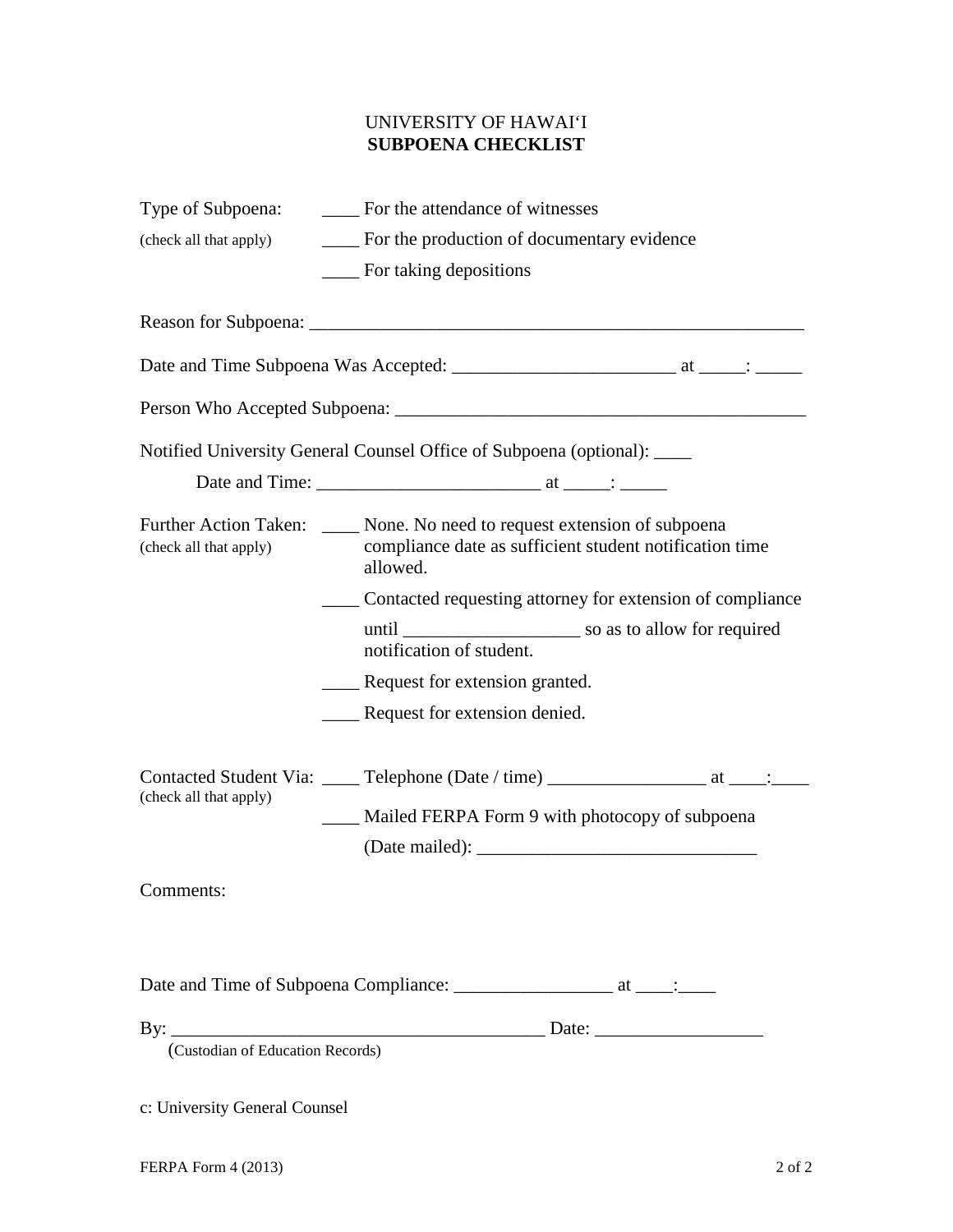UNIVERSITY OF HAWAIʻI
**SUBPOENA CHECKLIST**

Type of Subpoena: ____ For the attendance of witnesses
(check all that apply) ____ For the production of documentary evidence
____ For taking depositions

Reason for Subpoena: ______________________________________________________

Date and Time Subpoena Was Accepted: ________________________ at _____: _____

Person Who Accepted Subpoena: ____________________________________________

Notified University General Counsel Office of Subpoena (optional): ____

Date and Time: ________________________ at _____: _____

Further Action Taken: ____ None. No need to request extension of subpoena compliance date as sufficient student notification time allowed.
(check all that apply)

____ Contacted requesting attorney for extension of compliance until ___________________ so as to allow for required notification of student.

____ Request for extension granted.

____ Request for extension denied.

Contacted Student Via: ____ Telephone (Date / time) _________________ at ____:____
(check all that apply)

____ Mailed FERPA Form 9 with photocopy of subpoena
(Date mailed): ______________________________

Comments:

Date and Time of Subpoena Compliance: _________________ at ____:____

By: ________________________________________ Date: __________________
(Custodian of Education Records)

c: University General Counsel

FERPA Form 4 (2013)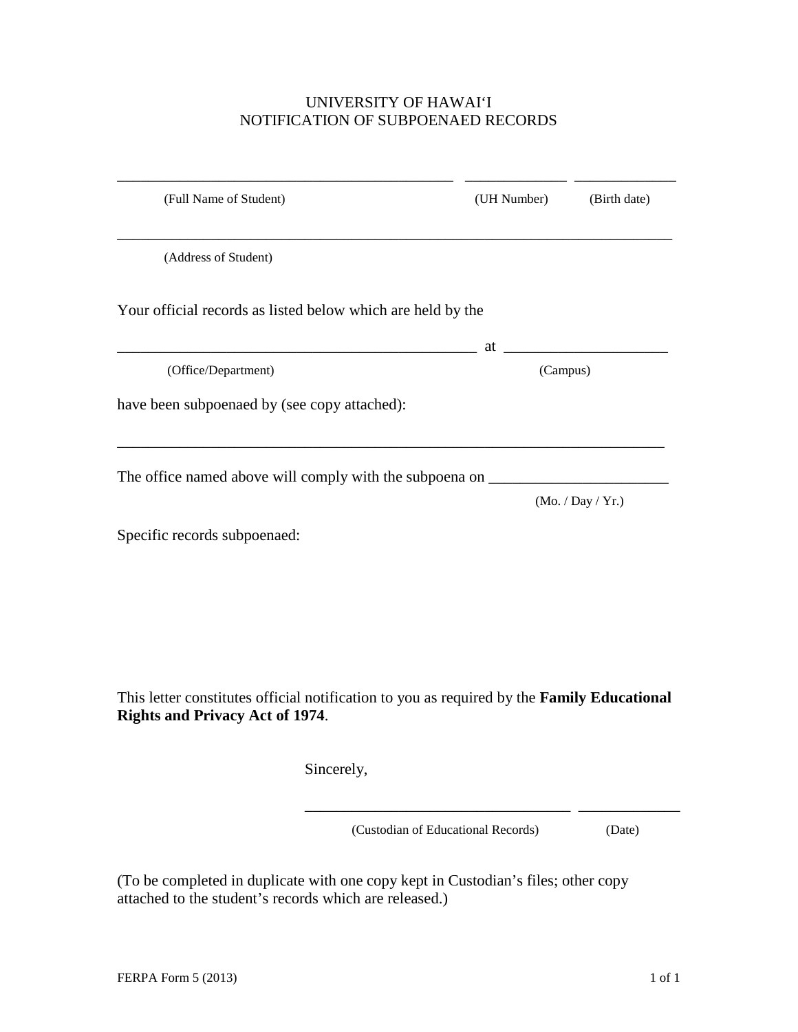# UNIVERSITY OF HAWAIʻI
## NOTIFICATION OF SUBPOENAED RECORDS

_____________________________________________ _____________ _____________

(Full Name of Student) (UH Number) (Birth date)

__________________________________________________________________________

(Address of Student)

Your official records as listed below which are held by the

________________________________________________ at ______________________

(Office/Department) (Campus)

have been subpoenaed by (see copy attached):

_________________________________________________________________________

The office named above will comply with the subpoena on _______________________

(Mo. / Day / Yr.)

Specific records subpoenaed:

This letter constitutes official notification to you as required by the **Family Educational Rights and Privacy Act of 1974**.

Sincerely,

___________________________________ _____________

(Custodian of Educational Records) (Date)

(To be completed in duplicate with one copy kept in Custodian's files; other copy attached to the student's records which are released.)

FERPA Form 5 (2013)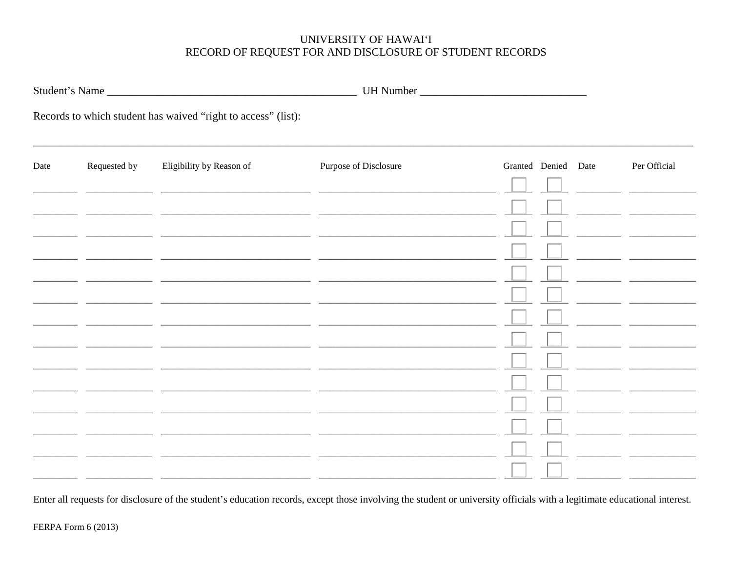# UNIVERSITY OF HAWAIʻI
## RECORD OF REQUEST FOR AND DISCLOSURE OF STUDENT RECORDS

Student's Name ____________________________________________ UH Number _____________________________

Records to which student has waived "right to access" (list):

_______________________________________________________________________________________________________________________

| Date | Requested by | Eligibility by Reason of | Purpose of Disclosure | Granted | Denied | Date | Per Official |
|---|---|---|---|---|---|---|---|
| | | | | ☐ | ☐ | | |
| | | | | ☐ | ☐ | | |
| | | | | ☐ | ☐ | | |
| | | | | ☐ | ☐ | | |
| | | | | ☐ | ☐ | | |
| | | | | ☐ | ☐ | | |
| | | | | ☐ | ☐ | | |
| | | | | ☐ | ☐ | | |
| | | | | ☐ | ☐ | | |
| | | | | ☐ | ☐ | | |
| | | | | ☐ | ☐ | | |
| | | | | ☐ | ☐ | | |
| | | | | ☐ | ☐ | | |
| | | | | ☐ | ☐ | | |

Enter all requests for disclosure of the student's education records, except those involving the student or university officials with a legitimate educational interest.

FERPA Form 6 (2013)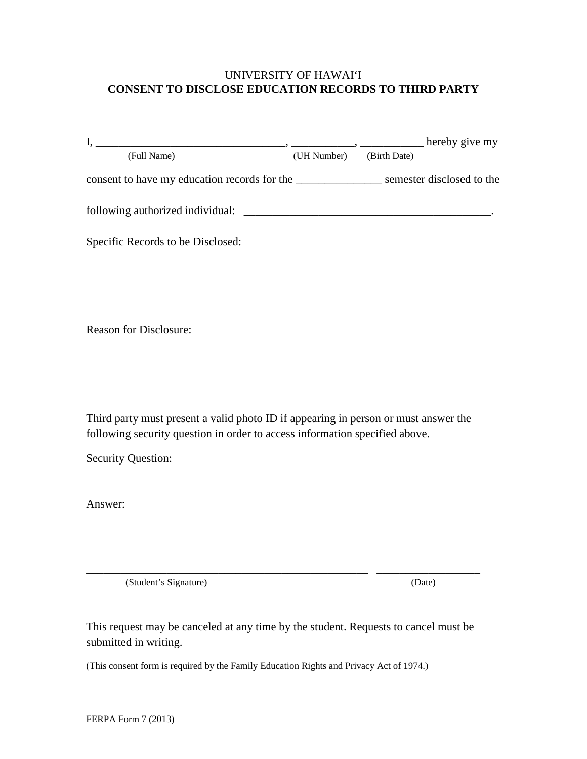UNIVERSITY OF HAWAIʻI

**CONSENT TO DISCLOSE EDUCATION RECORDS TO THIRD PARTY**

I, _________________________________, ___________, ___________ hereby give my
(Full Name) (UH Number) (Birth Date)

consent to have my education records for the _______________ semester disclosed to the

following authorized individual: ___________________________________________.

Specific Records to be Disclosed:

Reason for Disclosure:

Third party must present a valid photo ID if appearing in person or must answer the following security question in order to access information specified above.

Security Question:

Answer:

__________________________________________________ ___________________
(Student's Signature) (Date)

This request may be canceled at any time by the student. Requests to cancel must be submitted in writing.

(This consent form is required by the Family Education Rights and Privacy Act of 1974.)

FERPA Form 7 (2013)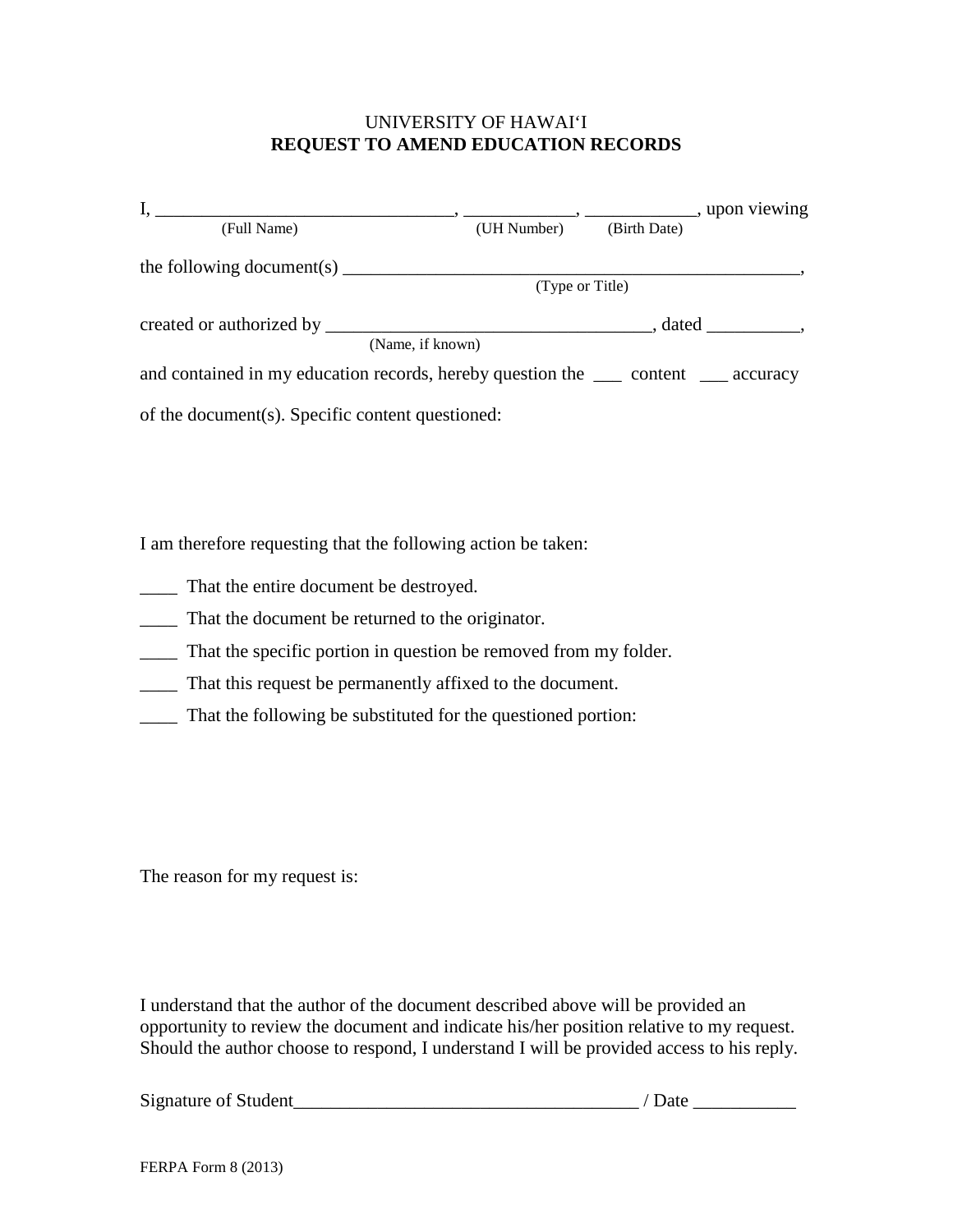UNIVERSITY OF HAWAIʻI
**REQUEST TO AMEND EDUCATION RECORDS**

I, ________________________________, ___________, ___________, upon viewing
(Full Name) (UH Number) (Birth Date)

the following document(s) ______________________________________________,
(Type or Title)

created or authorized by __________________________________, dated __________,
(Name, if known)

and contained in my education records, hereby question the ___ content ___ accuracy

of the document(s). Specific content questioned:

I am therefore requesting that the following action be taken:

____ That the entire document be destroyed.

____ That the document be returned to the originator.

____ That the specific portion in question be removed from my folder.

____ That this request be permanently affixed to the document.

____ That the following be substituted for the questioned portion:

The reason for my request is:

I understand that the author of the document described above will be provided an opportunity to review the document and indicate his/her position relative to my request. Should the author choose to respond, I understand I will be provided access to his reply.

Signature of Student____________________________________ / Date ___________

FERPA Form 8 (2013)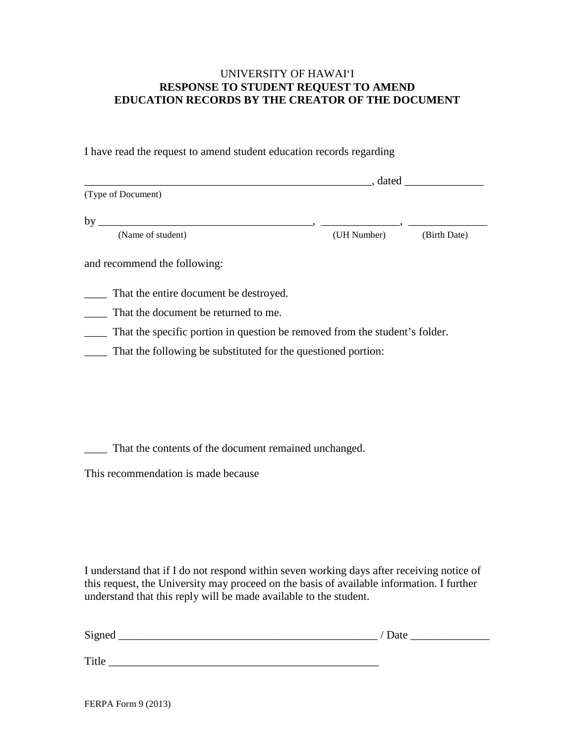UNIVERSITY OF HAWAIʻI

**RESPONSE TO STUDENT REQUEST TO AMEND EDUCATION RECORDS BY THE CREATOR OF THE DOCUMENT**

I have read the request to amend student education records regarding

_____________________________________________________, dated ______________
(Type of Document)

by ______________________________________, ______________, ______________
(Name of student) (UH Number) (Birth Date)

and recommend the following:

____ That the entire document be destroyed.

____ That the document be returned to me.

____ That the specific portion in question be removed from the student's folder.

____ That the following be substituted for the questioned portion:

____ That the contents of the document remained unchanged.

This recommendation is made because

I understand that if I do not respond within seven working days after receiving notice of this request, the University may proceed on the basis of available information. I further understand that this reply will be made available to the student.

Signed _______________________________________________ / Date ______________

Title __________________________________________________

FERPA Form 9 (2013)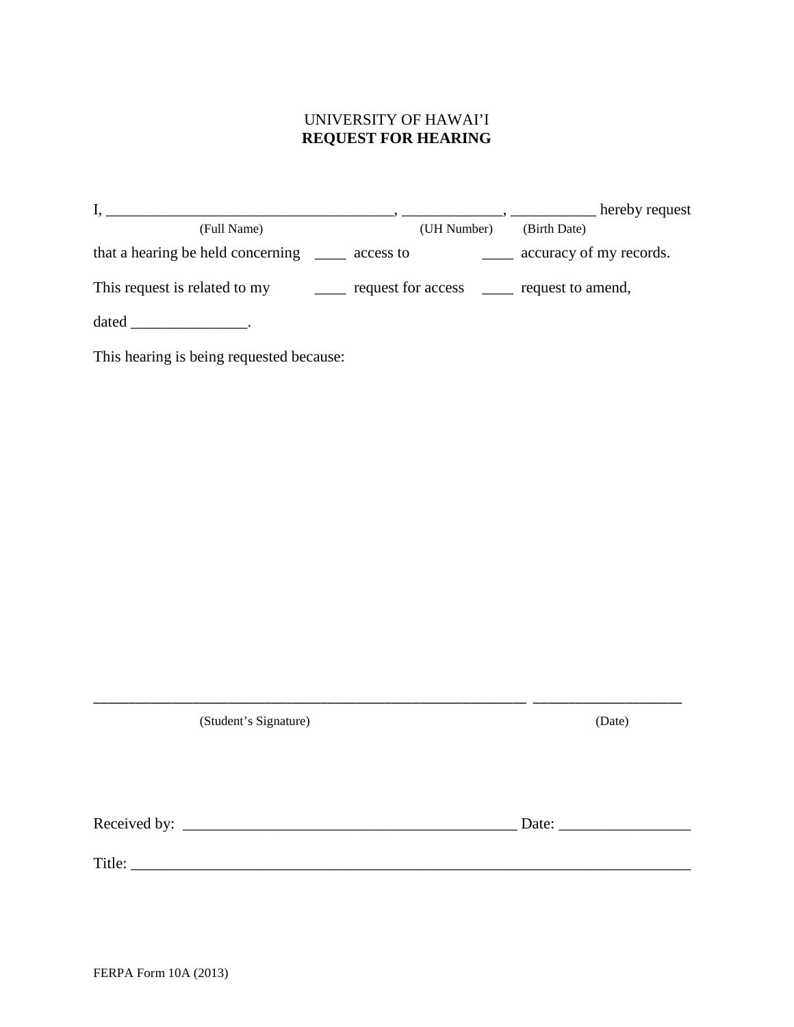UNIVERSITY OF HAWAI'I

**REQUEST FOR HEARING**

I, ____________________________________, _____________, ___________ hereby request
(Full Name) (UH Number) (Birth Date)

that a hearing be held concerning ____ access to ____ accuracy of my records.

This request is related to my ____ request for access ____ request to amend,

dated _______________.

This hearing is being requested because:

_______________________________________________________ ___________________

(Student's Signature) (Date)

Received by: ___________________________________________ Date: _________________

Title: __________________________________________________________________________

FERPA Form 10A (2013)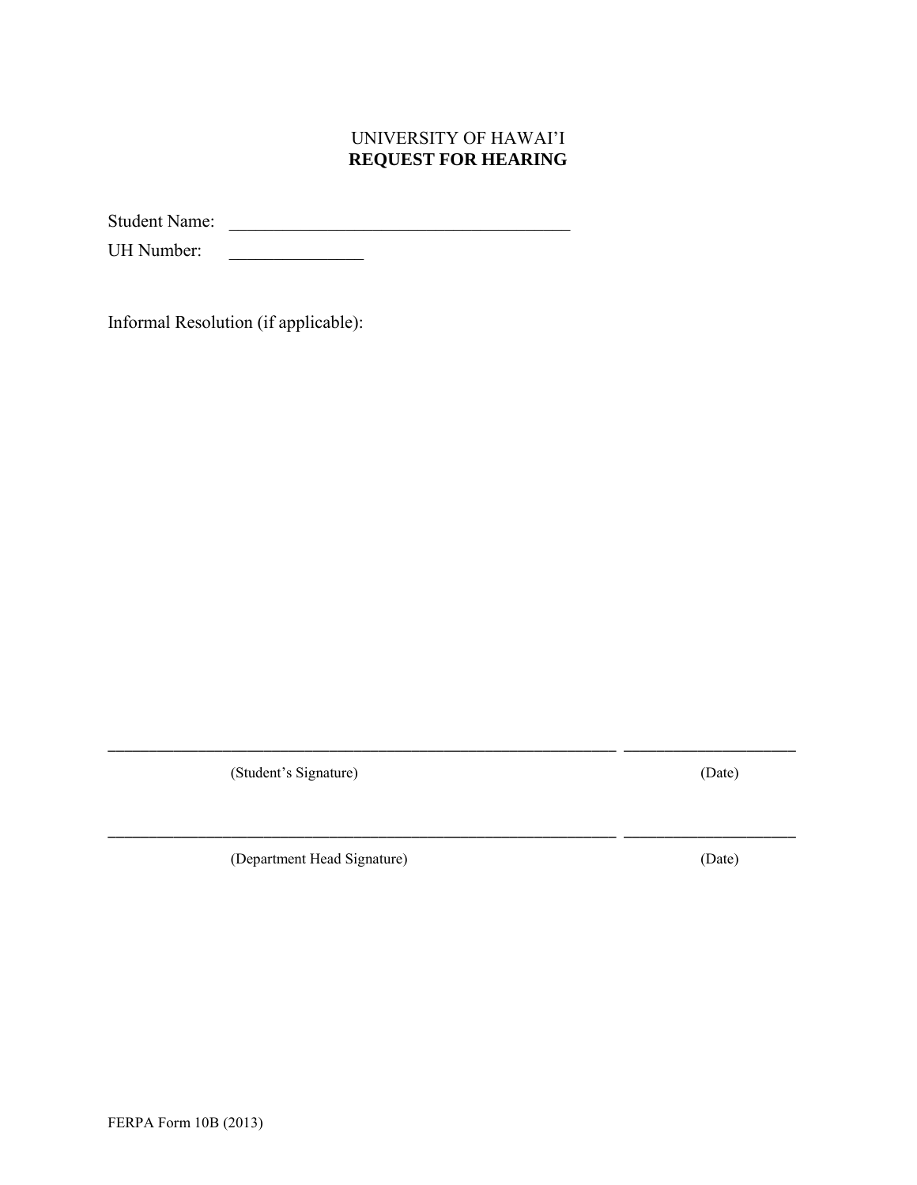# UNIVERSITY OF HAWAI'I
## REQUEST FOR HEARING

Student Name: _____________________________________

UH Number: _______________

Informal Resolution (if applicable):

_______________________________________________________ __________________

(Student's Signature) (Date)

_______________________________________________________ __________________

(Department Head Signature) (Date)

FERPA Form 10B (2013)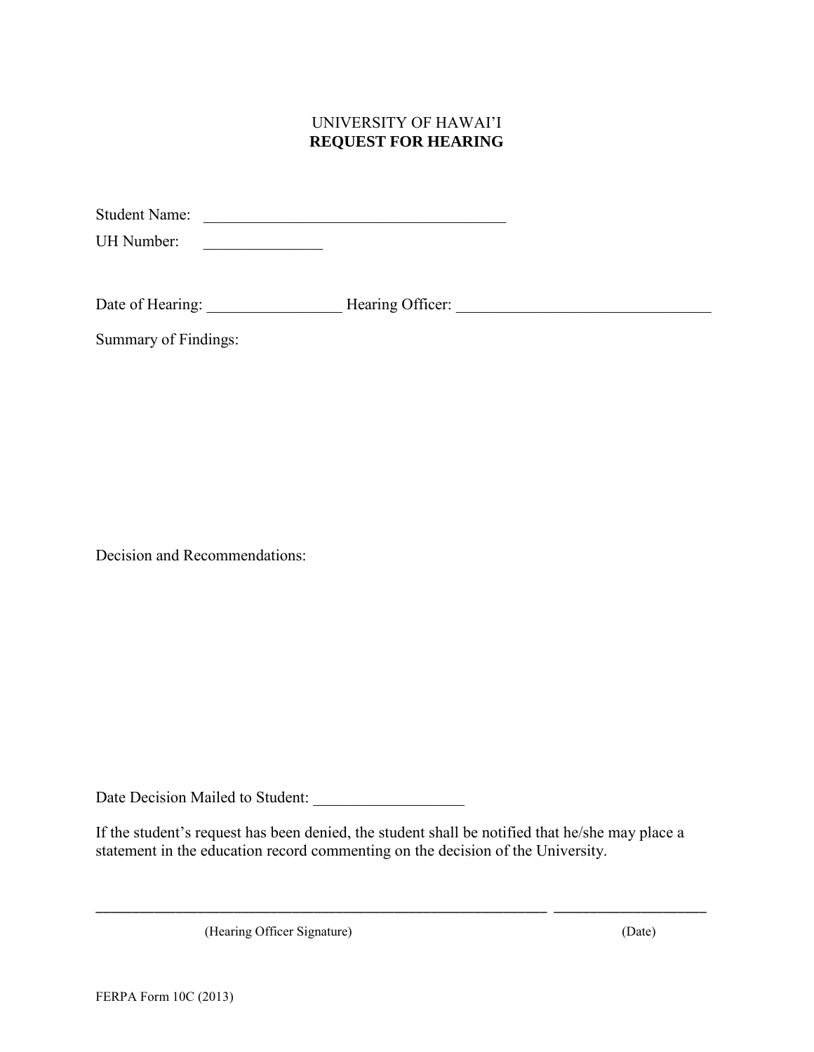UNIVERSITY OF HAWAI'I

**REQUEST FOR HEARING**

Student Name: _____________________________________

UH Number: _______________

Date of Hearing: ________________ Hearing Officer: _______________________________

Summary of Findings:

Decision and Recommendations:

Date Decision Mailed to Student: __________________

If the student's request has been denied, the student shall be notified that he/she may place a statement in the education record commenting on the decision of the University.

_________________________________________________________ ___________________

(Hearing Officer Signature) (Date)

FERPA Form 10C (2013)